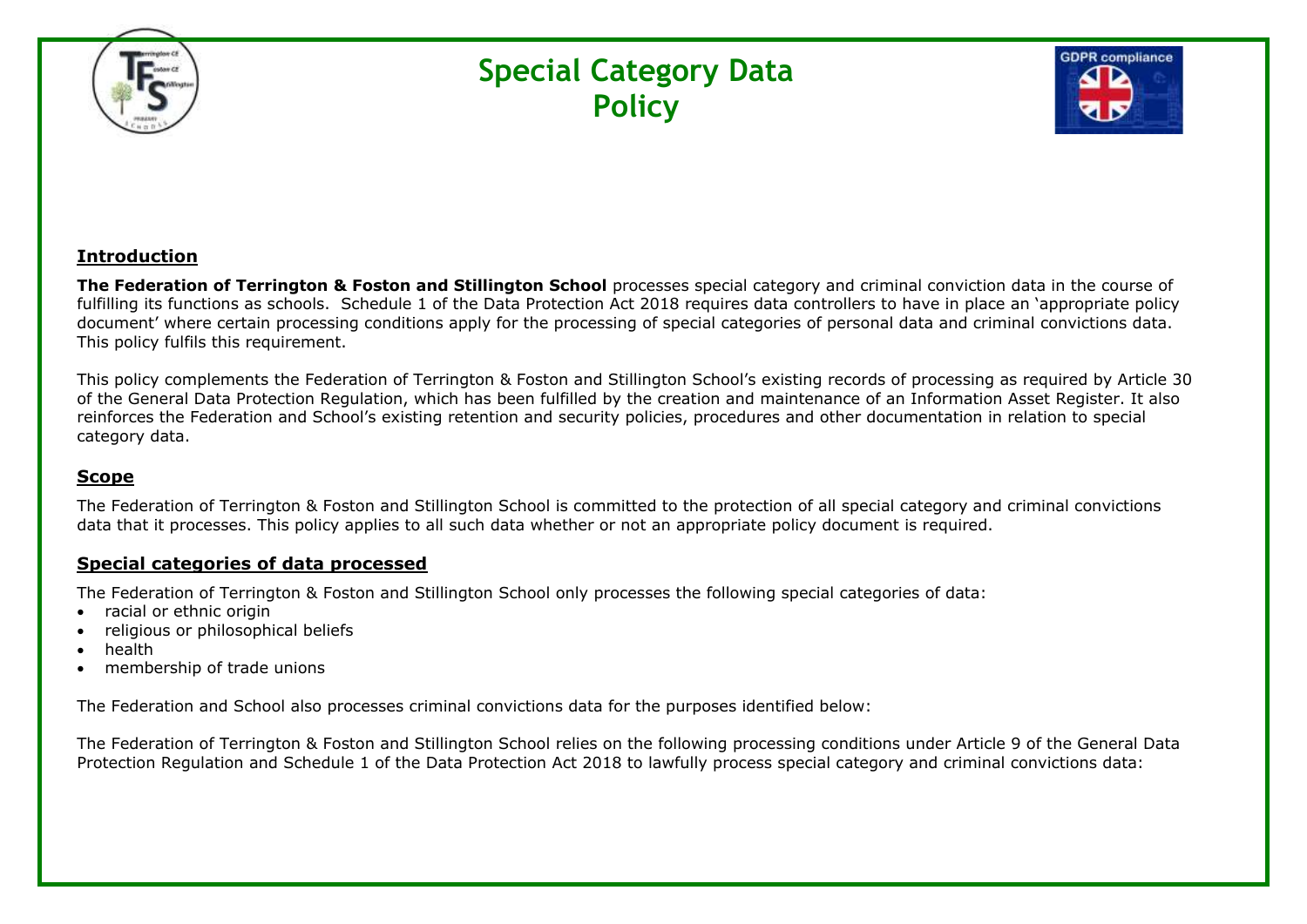# Special Category Data Policy

## Introduction

**The Federation of Terrington & Foston and Stillington School** processes special category and criminal conviction data in the course of fulfilling its functions as schools. Schedule 1 of the Data Protection Act 2018 requires data controllers to have in place an 'appropriate policy document' where certain processing conditions apply for the processing of special categories of personal data and criminal convictions data. This policy fulfils this requirement.

This policy complements the Federation of Terrington & Foston and Stillington School's existing records of processing as required by Article 30 of the General Data Protection Regulation, which has been fulfilled by the creation and maintenance of an Information Asset Register. It also reinforces the Federation and School's existing retention and security policies, procedures and other documentation in relation to special category data.

## Scope

The Federation of Terrington & Foston and Stillington School is committed to the protection of all special category and criminal convictions data that it processes. This policy applies to all such data whether or not an appropriate policy document is required.

## Special categories of data processed

The Federation of Terrington & Foston and Stillington School only processes the following special categories of data:

- racial or ethnic origin
- religious or philosophical beliefs
- health
- membership of trade unions

The Federation and School also processes criminal convictions data for the purposes identified below:

The Federation of Terrington & Foston and Stillington School relies on the following processing conditions under Article 9 of the General Data Protection Regulation and Schedule 1 of the Data Protection Act 2018 to lawfully process special category and criminal convictions data: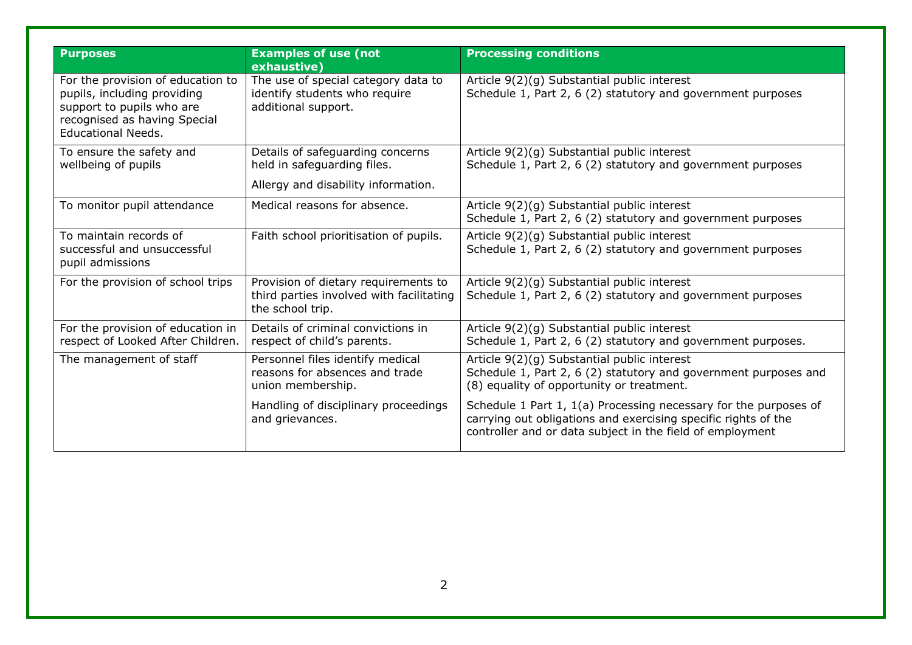| Purposes | Examples of use (not exhaustive) | Processing conditions |
|---|---|---|
| For the provision of education to pupils, including providing support to pupils who are recognised as having Special Educational Needs. | The use of special category data to identify students who require additional support. | Article 9(2)(g) Substantial public interest<br>Schedule 1, Part 2, 6 (2) statutory and government purposes |
| To ensure the safety and wellbeing of pupils | Details of safeguarding concerns held in safeguarding files.<br><br>Allergy and disability information. | Article 9(2)(g) Substantial public interest<br>Schedule 1, Part 2, 6 (2) statutory and government purposes |
| To monitor pupil attendance | Medical reasons for absence. | Article 9(2)(g) Substantial public interest<br>Schedule 1, Part 2, 6 (2) statutory and government purposes |
| To maintain records of successful and unsuccessful pupil admissions | Faith school prioritisation of pupils. | Article 9(2)(g) Substantial public interest<br>Schedule 1, Part 2, 6 (2) statutory and government purposes |
| For the provision of school trips | Provision of dietary requirements to third parties involved with facilitating the school trip. | Article 9(2)(g) Substantial public interest<br>Schedule 1, Part 2, 6 (2) statutory and government purposes |
| For the provision of education in respect of Looked After Children. | Details of criminal convictions in respect of child's parents. | Article 9(2)(g) Substantial public interest<br>Schedule 1, Part 2, 6 (2) statutory and government purposes. |
| The management of staff | Personnel files identify medical reasons for absences and trade union membership.<br><br>Handling of disciplinary proceedings and grievances. | Article 9(2)(g) Substantial public interest<br>Schedule 1, Part 2, 6 (2) statutory and government purposes and (8) equality of opportunity or treatment.<br><br>Schedule 1 Part 1, 1(a) Processing necessary for the purposes of carrying out obligations and exercising specific rights of the controller and or data subject in the field of employment |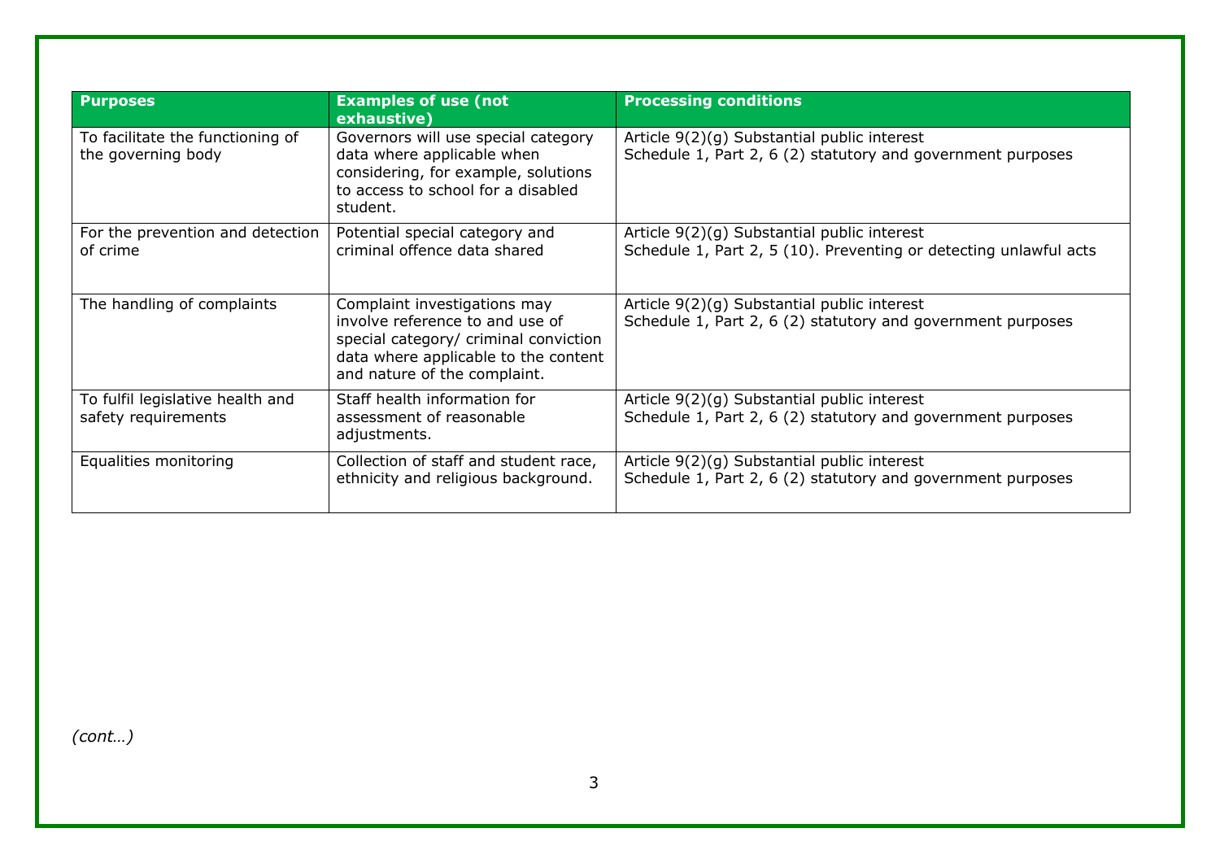| Purposes | Examples of use (not exhaustive) | Processing conditions |
|---|---|---|
| To facilitate the functioning of the governing body | Governors will use special category data where applicable when considering, for example, solutions to access to school for a disabled student. | Article 9(2)(g) Substantial public interest<br>Schedule 1, Part 2, 6 (2) statutory and government purposes |
| For the prevention and detection of crime | Potential special category and criminal offence data shared | Article 9(2)(g) Substantial public interest<br>Schedule 1, Part 2, 5 (10). Preventing or detecting unlawful acts |
| The handling of complaints | Complaint investigations may involve reference to and use of special category/ criminal conviction data where applicable to the content and nature of the complaint. | Article 9(2)(g) Substantial public interest<br>Schedule 1, Part 2, 6 (2) statutory and government purposes |
| To fulfil legislative health and safety requirements | Staff health information for assessment of reasonable adjustments. | Article 9(2)(g) Substantial public interest<br>Schedule 1, Part 2, 6 (2) statutory and government purposes |
| Equalities monitoring | Collection of staff and student race, ethnicity and religious background. | Article 9(2)(g) Substantial public interest<br>Schedule 1, Part 2, 6 (2) statutory and government purposes |

*(cont…)*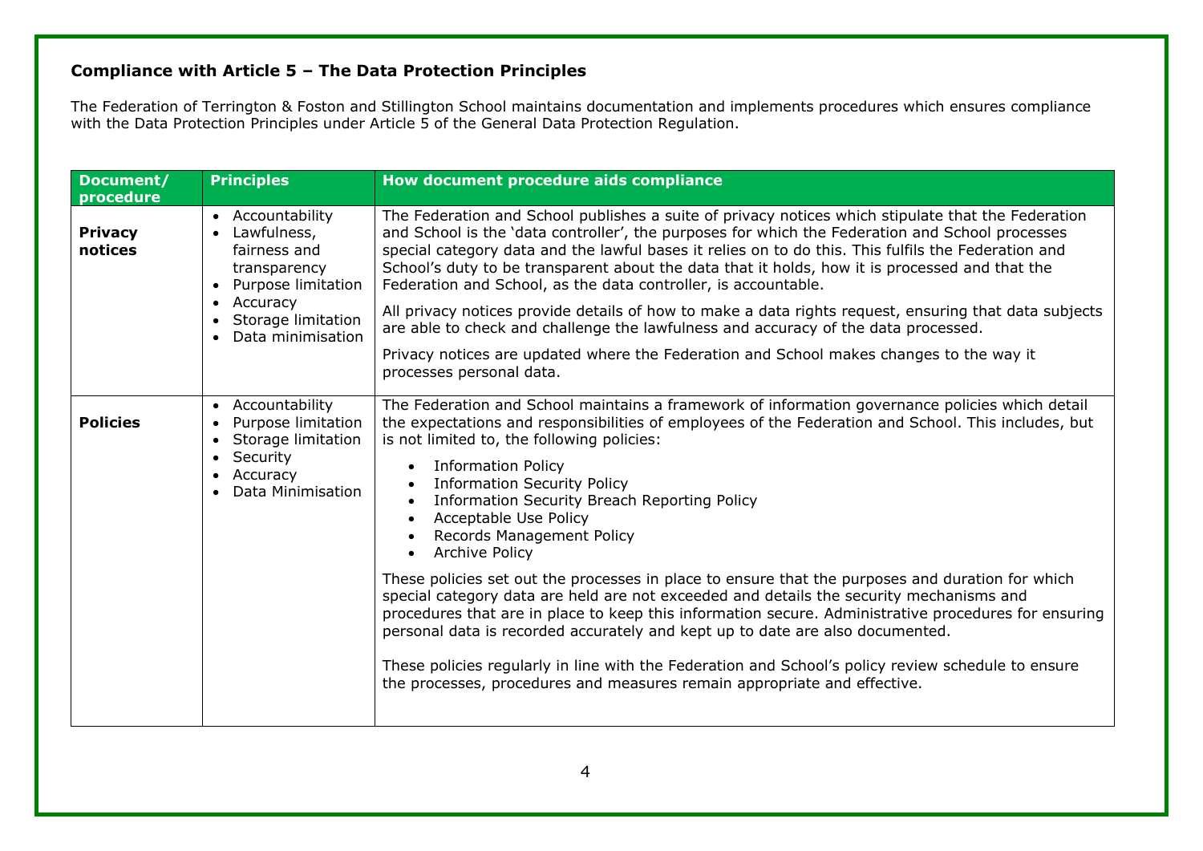**Compliance with Article 5 – The Data Protection Principles**

The Federation of Terrington & Foston and Stillington School maintains documentation and implements procedures which ensures compliance with the Data Protection Principles under Article 5 of the General Data Protection Regulation.

| Document/ procedure | Principles | How document procedure aids compliance |
|---|---|---|
| **Privacy notices** | • Accountability<br>• Lawfulness, fairness and transparency<br>• Purpose limitation<br>• Accuracy<br>• Storage limitation<br>• Data minimisation | The Federation and School publishes a suite of privacy notices which stipulate that the Federation and School is the 'data controller', the purposes for which the Federation and School processes special category data and the lawful bases it relies on to do this. This fulfils the Federation and School's duty to be transparent about the data that it holds, how it is processed and that the Federation and School, as the data controller, is accountable.<br><br>All privacy notices provide details of how to make a data rights request, ensuring that data subjects are able to check and challenge the lawfulness and accuracy of the data processed.<br><br>Privacy notices are updated where the Federation and School makes changes to the way it processes personal data. |
| **Policies** | • Accountability<br>• Purpose limitation<br>• Storage limitation<br>• Security<br>• Accuracy<br>• Data Minimisation | The Federation and School maintains a framework of information governance policies which detail the expectations and responsibilities of employees of the Federation and School. This includes, but is not limited to, the following policies:<br><br>• Information Policy<br>• Information Security Policy<br>• Information Security Breach Reporting Policy<br>• Acceptable Use Policy<br>• Records Management Policy<br>• Archive Policy<br><br>These policies set out the processes in place to ensure that the purposes and duration for which special category data are held are not exceeded and details the security mechanisms and procedures that are in place to keep this information secure. Administrative procedures for ensuring personal data is recorded accurately and kept up to date are also documented.<br><br>These policies regularly in line with the Federation and School's policy review schedule to ensure the processes, procedures and measures remain appropriate and effective. |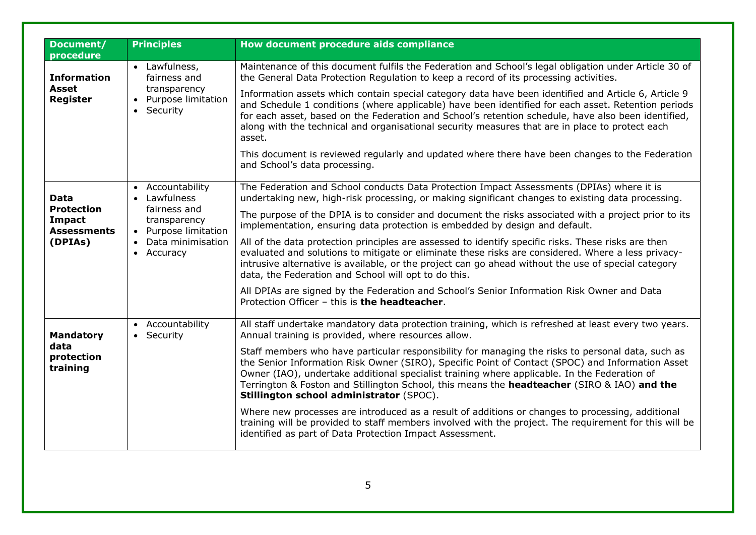| Document/ procedure | Principles | How document procedure aids compliance |
|---|---|---|
| **Information Asset Register** | • Lawfulness, fairness and transparency<br>• Purpose limitation<br>• Security | Maintenance of this document fulfils the Federation and School's legal obligation under Article 30 of the General Data Protection Regulation to keep a record of its processing activities.<br><br>Information assets which contain special category data have been identified and Article 6, Article 9 and Schedule 1 conditions (where applicable) have been identified for each asset. Retention periods for each asset, based on the Federation and School's retention schedule, have also been identified, along with the technical and organisational security measures that are in place to protect each asset.<br><br>This document is reviewed regularly and updated where there have been changes to the Federation and School's data processing. |
| **Data Protection Impact Assessments (DPIAs)** | • Accountability<br>• Lawfulness fairness and transparency<br>• Purpose limitation<br>• Data minimisation<br>• Accuracy | The Federation and School conducts Data Protection Impact Assessments (DPIAs) where it is undertaking new, high-risk processing, or making significant changes to existing data processing.<br><br>The purpose of the DPIA is to consider and document the risks associated with a project prior to its implementation, ensuring data protection is embedded by design and default.<br><br>All of the data protection principles are assessed to identify specific risks. These risks are then evaluated and solutions to mitigate or eliminate these risks are considered. Where a less privacy-intrusive alternative is available, or the project can go ahead without the use of special category data, the Federation and School will opt to do this.<br><br>All DPIAs are signed by the Federation and School's Senior Information Risk Owner and Data Protection Officer – this is **the headteacher**. |
| **Mandatory data protection training** | • Accountability<br>• Security | All staff undertake mandatory data protection training, which is refreshed at least every two years. Annual training is provided, where resources allow.<br><br>Staff members who have particular responsibility for managing the risks to personal data, such as the Senior Information Risk Owner (SIRO), Specific Point of Contact (SPOC) and Information Asset Owner (IAO), undertake additional specialist training where applicable. In the Federation of Terrington & Foston and Stillington School, this means the **headteacher** (SIRO & IAO) **and the Stillington school administrator** (SPOC).<br><br>Where new processes are introduced as a result of additions or changes to processing, additional training will be provided to staff members involved with the project. The requirement for this will be identified as part of Data Protection Impact Assessment. |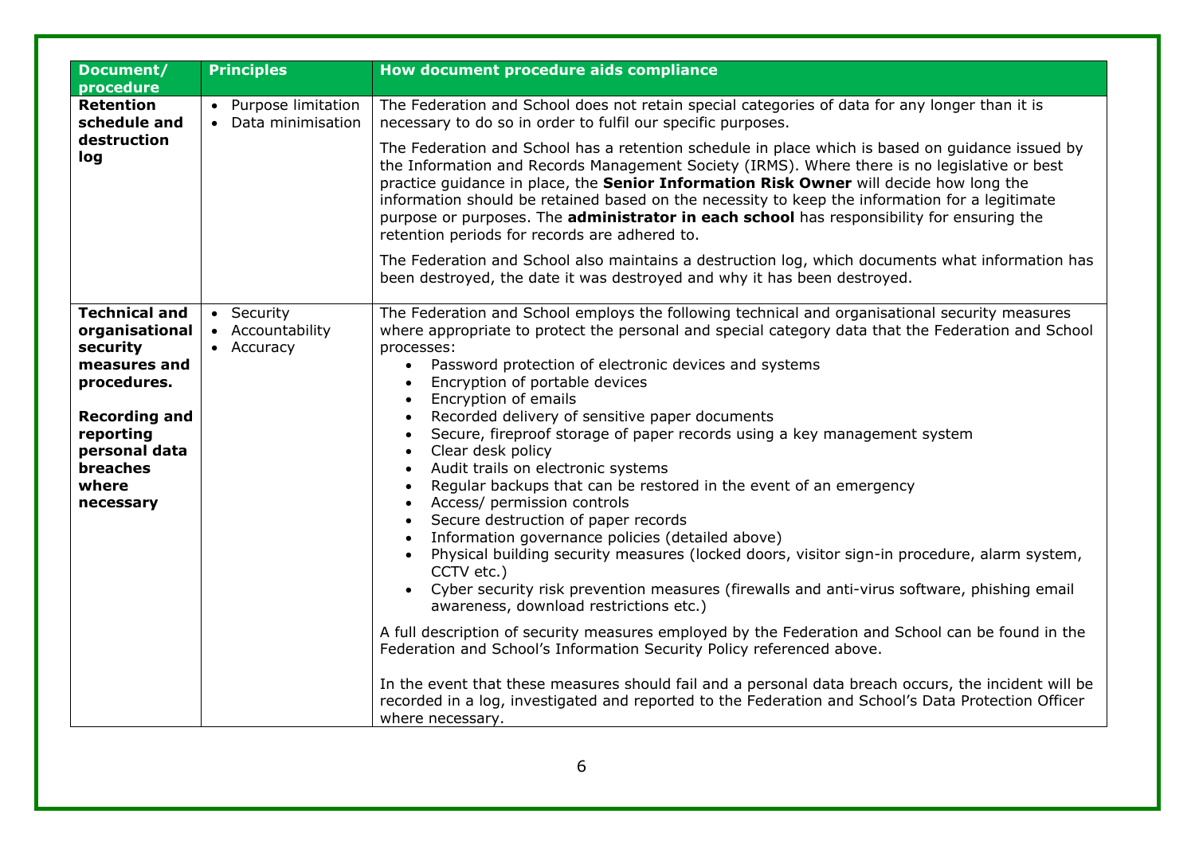| Document/ procedure | Principles | How document procedure aids compliance |
|---|---|---|
| **Retention schedule and destruction log** | • Purpose limitation<br>• Data minimisation | The Federation and School does not retain special categories of data for any longer than it is necessary to do so in order to fulfil our specific purposes.<br><br>The Federation and School has a retention schedule in place which is based on guidance issued by the Information and Records Management Society (IRMS). Where there is no legislative or best practice guidance in place, the **Senior Information Risk Owner** will decide how long the information should be retained based on the necessity to keep the information for a legitimate purpose or purposes. The **administrator in each school** has responsibility for ensuring the retention periods for records are adhered to.<br><br>The Federation and School also maintains a destruction log, which documents what information has been destroyed, the date it was destroyed and why it has been destroyed. |
| **Technical and organisational security measures and procedures.**<br><br>**Recording and reporting personal data breaches where necessary** | • Security<br>• Accountability<br>• Accuracy | The Federation and School employs the following technical and organisational security measures where appropriate to protect the personal and special category data that the Federation and School processes:<br>• Password protection of electronic devices and systems<br>• Encryption of portable devices<br>• Encryption of emails<br>• Recorded delivery of sensitive paper documents<br>• Secure, fireproof storage of paper records using a key management system<br>• Clear desk policy<br>• Audit trails on electronic systems<br>• Regular backups that can be restored in the event of an emergency<br>• Access/ permission controls<br>• Secure destruction of paper records<br>• Information governance policies (detailed above)<br>• Physical building security measures (locked doors, visitor sign-in procedure, alarm system, CCTV etc.)<br>• Cyber security risk prevention measures (firewalls and anti-virus software, phishing email awareness, download restrictions etc.)<br><br>A full description of security measures employed by the Federation and School can be found in the Federation and School's Information Security Policy referenced above.<br><br>In the event that these measures should fail and a personal data breach occurs, the incident will be recorded in a log, investigated and reported to the Federation and School's Data Protection Officer where necessary. |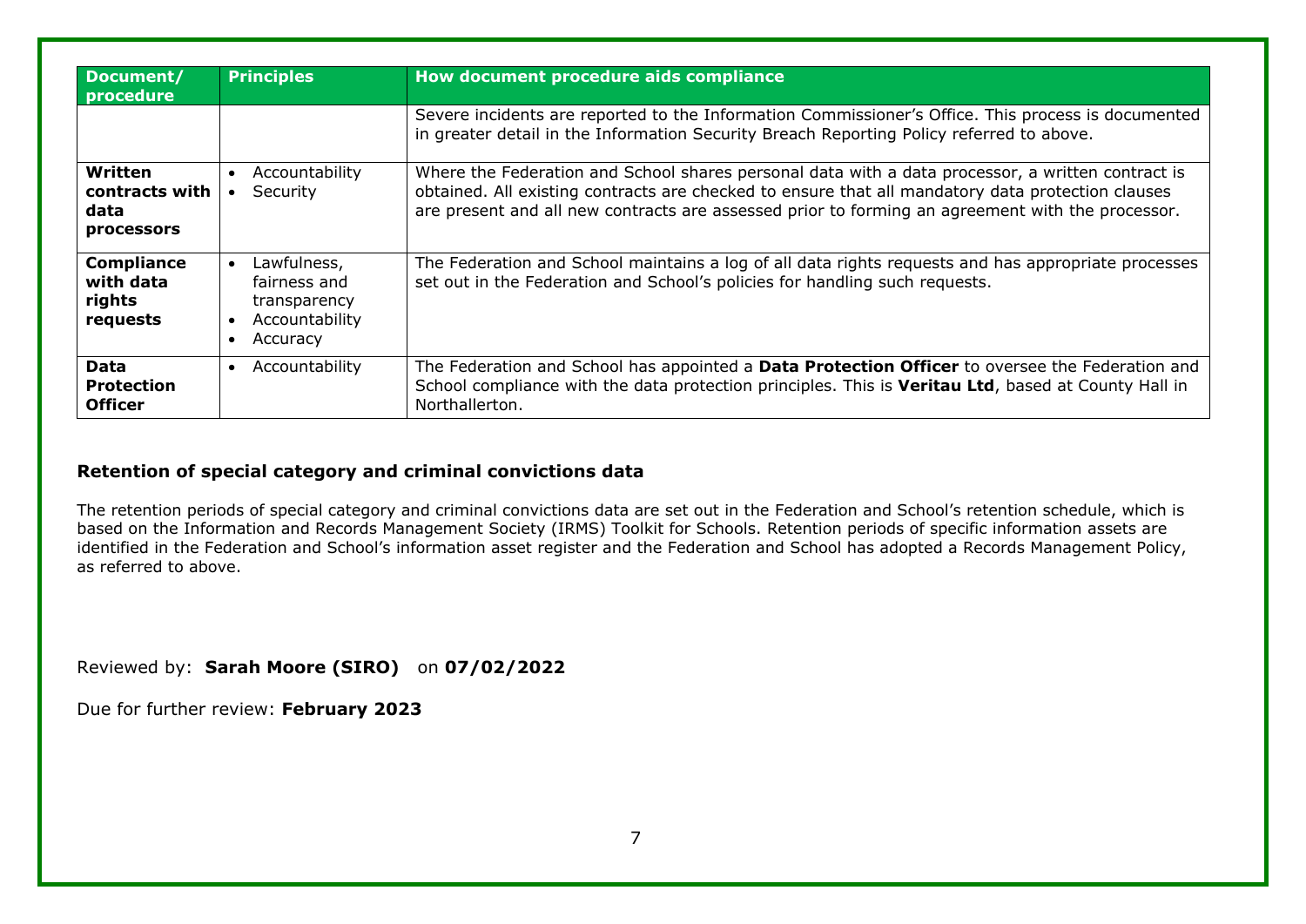| Document/ procedure | Principles | How document procedure aids compliance |
|---|---|---|
| | | Severe incidents are reported to the Information Commissioner's Office. This process is documented in greater detail in the Information Security Breach Reporting Policy referred to above. |
| **Written contracts with data processors** | • Accountability<br>• Security | Where the Federation and School shares personal data with a data processor, a written contract is obtained. All existing contracts are checked to ensure that all mandatory data protection clauses are present and all new contracts are assessed prior to forming an agreement with the processor. |
| **Compliance with data rights requests** | • Lawfulness, fairness and transparency<br>• Accountability<br>• Accuracy | The Federation and School maintains a log of all data rights requests and has appropriate processes set out in the Federation and School's policies for handling such requests. |
| **Data Protection Officer** | • Accountability | The Federation and School has appointed a **Data Protection Officer** to oversee the Federation and School compliance with the data protection principles. This is **Veritau Ltd**, based at County Hall in Northallerton. |

### Retention of special category and criminal convictions data

The retention periods of special category and criminal convictions data are set out in the Federation and School's retention schedule, which is based on the Information and Records Management Society (IRMS) Toolkit for Schools. Retention periods of specific information assets are identified in the Federation and School's information asset register and the Federation and School has adopted a Records Management Policy, as referred to above.

Reviewed by: **Sarah Moore (SIRO)** on **07/02/2022**

Due for further review: **February 2023**